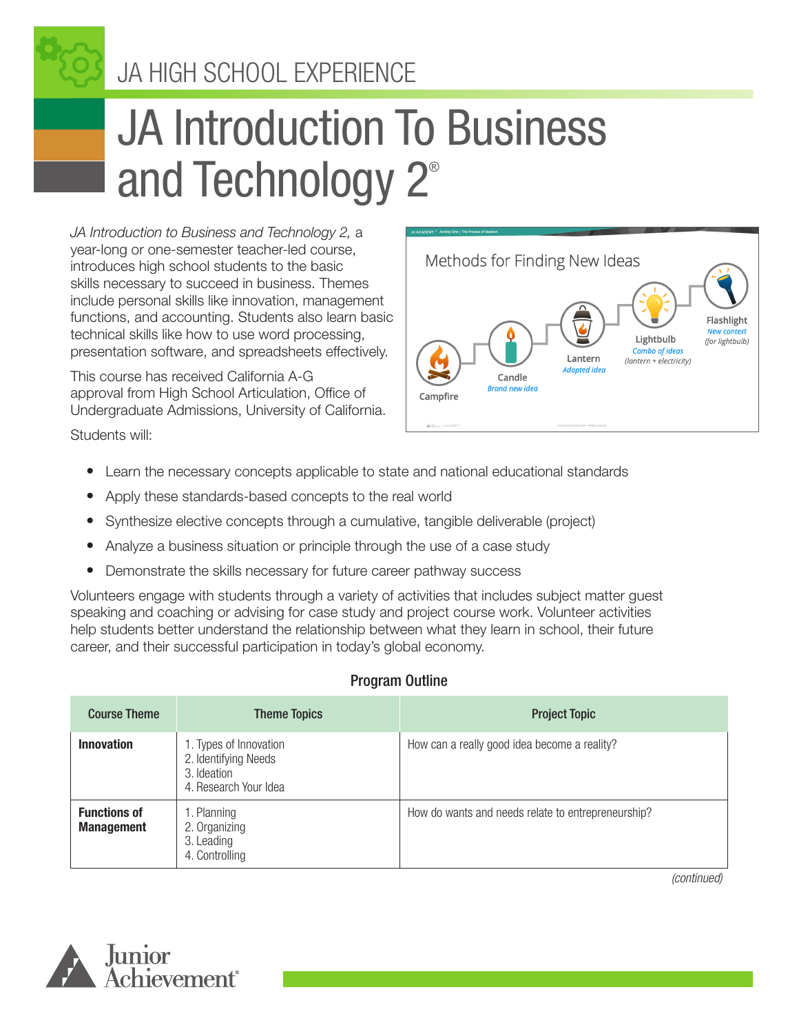JA HIGH SCHOOL EXPERIENCE

# JA Introduction To Business and Technology 2®

*JA Introduction to Business and Technology 2,* a year-long or one-semester teacher-led course, introduces high school students to the basic skills necessary to succeed in business. Themes include personal skills like innovation, management functions, and accounting. Students also learn basic technical skills like how to use word processing, presentation software, and spreadsheets effectively.

This course has received California A-G approval from High School Articulation, Office of Undergraduate Admissions, University of California.

Students will:

- Learn the necessary concepts applicable to state and national educational standards
- Apply these standards-based concepts to the real world
- Synthesize elective concepts through a cumulative, tangible deliverable (project)
- Analyze a business situation or principle through the use of a case study
- Demonstrate the skills necessary for future career pathway success

Volunteers engage with students through a variety of activities that includes subject matter guest speaking and coaching or advising for case study and project course work. Volunteer activities help students better understand the relationship between what they learn in school, their future career, and their successful participation in today's global economy.

## Program Outline

| Course Theme | Theme Topics | Project Topic |
|---|---|---|
| **Innovation** | 1. Types of Innovation<br>2. Identifying Needs<br>3. Ideation<br>4. Research Your Idea | How can a really good idea become a reality? |
| **Functions of Management** | 1. Planning<br>2. Organizing<br>3. Leading<br>4. Controlling | How do wants and needs relate to entrepreneurship? |

*(continued)*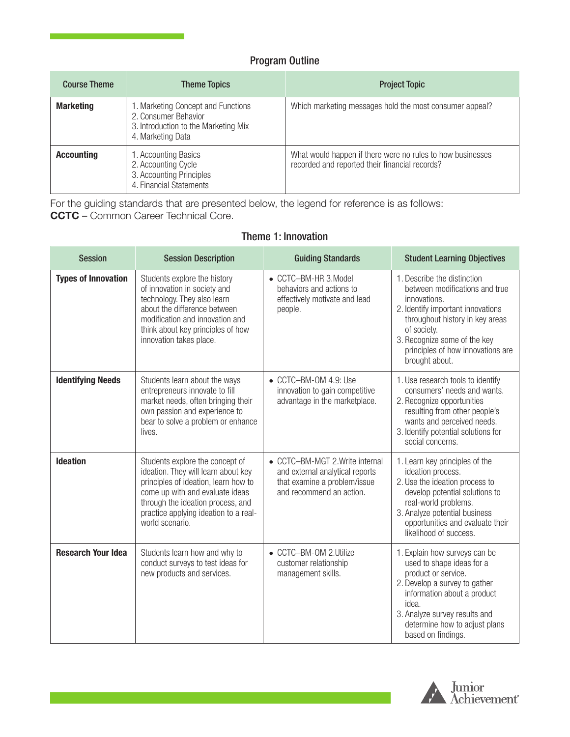## Program Outline

| Course Theme | Theme Topics | Project Topic |
|---|---|---|
| **Marketing** | 1. Marketing Concept and Functions<br>2. Consumer Behavior<br>3. Introduction to the Marketing Mix<br>4. Marketing Data | Which marketing messages hold the most consumer appeal? |
| **Accounting** | 1. Accounting Basics<br>2. Accounting Cycle<br>3. Accounting Principles<br>4. Financial Statements | What would happen if there were no rules to how businesses recorded and reported their financial records? |

For the guiding standards that are presented below, the legend for reference is as follows:
**CCTC** – Common Career Technical Core.

## Theme 1: Innovation

| Session | Session Description | Guiding Standards | Student Learning Objectives |
|---|---|---|---|
| **Types of Innovation** | Students explore the history of innovation in society and technology. They also learn about the difference between modification and innovation and think about key principles of how innovation takes place. | • CCTC–BM-HR 3.Model behaviors and actions to effectively motivate and lead people. | 1. Describe the distinction between modifications and true innovations.<br>2. Identify important innovations throughout history in key areas of society.<br>3. Recognize some of the key principles of how innovations are brought about. |
| **Identifying Needs** | Students learn about the ways entrepreneurs innovate to fill market needs, often bringing their own passion and experience to bear to solve a problem or enhance lives. | • CCTC–BM-OM 4.9: Use innovation to gain competitive advantage in the marketplace. | 1. Use research tools to identify consumers' needs and wants.<br>2. Recognize opportunities resulting from other people's wants and perceived needs.<br>3. Identify potential solutions for social concerns. |
| **Ideation** | Students explore the concept of ideation. They will learn about key principles of ideation, learn how to come up with and evaluate ideas through the ideation process, and practice applying ideation to a real-world scenario. | • CCTC–BM-MGT 2.Write internal and external analytical reports that examine a problem/issue and recommend an action. | 1. Learn key principles of the ideation process.<br>2. Use the ideation process to develop potential solutions to real-world problems.<br>3. Analyze potential business opportunities and evaluate their likelihood of success. |
| **Research Your Idea** | Students learn how and why to conduct surveys to test ideas for new products and services. | • CCTC–BM-OM 2.Utilize customer relationship management skills. | 1. Explain how surveys can be used to shape ideas for a product or service.<br>2. Develop a survey to gather information about a product idea.<br>3. Analyze survey results and determine how to adjust plans based on findings. |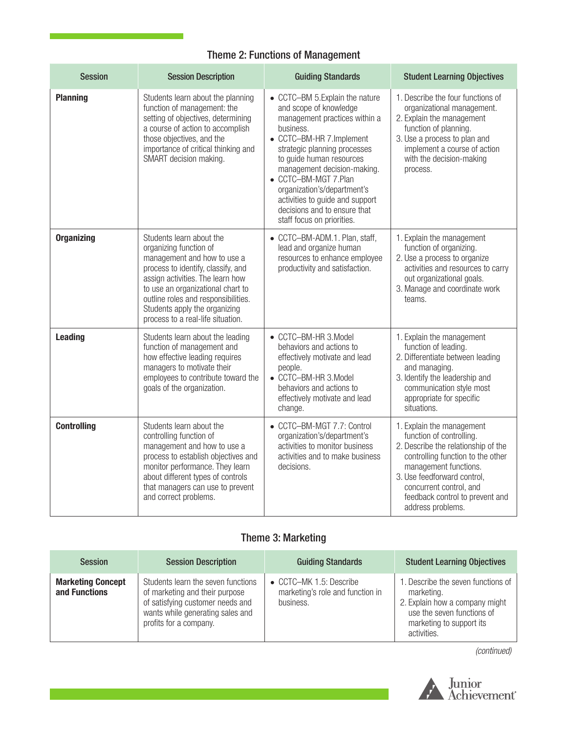## Theme 2: Functions of Management

| Session | Session Description | Guiding Standards | Student Learning Objectives |
|---|---|---|---|
| **Planning** | Students learn about the planning function of management: the setting of objectives, determining a course of action to accomplish those objectives, and the importance of critical thinking and SMART decision making. | • CCTC–BM 5.Explain the nature and scope of knowledge management practices within a business.<br>• CCTC–BM-HR 7.Implement strategic planning processes to guide human resources management decision-making.<br>• CCTC–BM-MGT 7.Plan organization's/department's activities to guide and support decisions and to ensure that staff focus on priorities. | 1. Describe the four functions of organizational management.<br>2. Explain the management function of planning.<br>3. Use a process to plan and implement a course of action with the decision-making process. |
| **Organizing** | Students learn about the organizing function of management and how to use a process to identify, classify, and assign activities. The learn how to use an organizational chart to outline roles and responsibilities. Students apply the organizing process to a real-life situation. | • CCTC–BM-ADM.1. Plan, staff, lead and organize human resources to enhance employee productivity and satisfaction. | 1. Explain the management function of organizing.<br>2. Use a process to organize activities and resources to carry out organizational goals.<br>3. Manage and coordinate work teams. |
| **Leading** | Students learn about the leading function of management and how effective leading requires managers to motivate their employees to contribute toward the goals of the organization. | • CCTC–BM-HR 3.Model behaviors and actions to effectively motivate and lead people.<br>• CCTC–BM-HR 3.Model behaviors and actions to effectively motivate and lead change. | 1. Explain the management function of leading.<br>2. Differentiate between leading and managing.<br>3. Identify the leadership and communication style most appropriate for specific situations. |
| **Controlling** | Students learn about the controlling function of management and how to use a process to establish objectives and monitor performance. They learn about different types of controls that managers can use to prevent and correct problems. | • CCTC–BM-MGT 7.7: Control organization's/department's activities to monitor business activities and to make business decisions. | 1. Explain the management function of controlling.<br>2. Describe the relationship of the controlling function to the other management functions.<br>3. Use feedforward control, concurrent control, and feedback control to prevent and address problems. |

## Theme 3: Marketing

| Session | Session Description | Guiding Standards | Student Learning Objectives |
|---|---|---|---|
| **Marketing Concept and Functions** | Students learn the seven functions of marketing and their purpose of satisfying customer needs and wants while generating sales and profits for a company. | • CCTC–MK 1.5: Describe marketing's role and function in business. | 1. Describe the seven functions of marketing.<br>2. Explain how a company might use the seven functions of marketing to support its activities. |

*(continued)*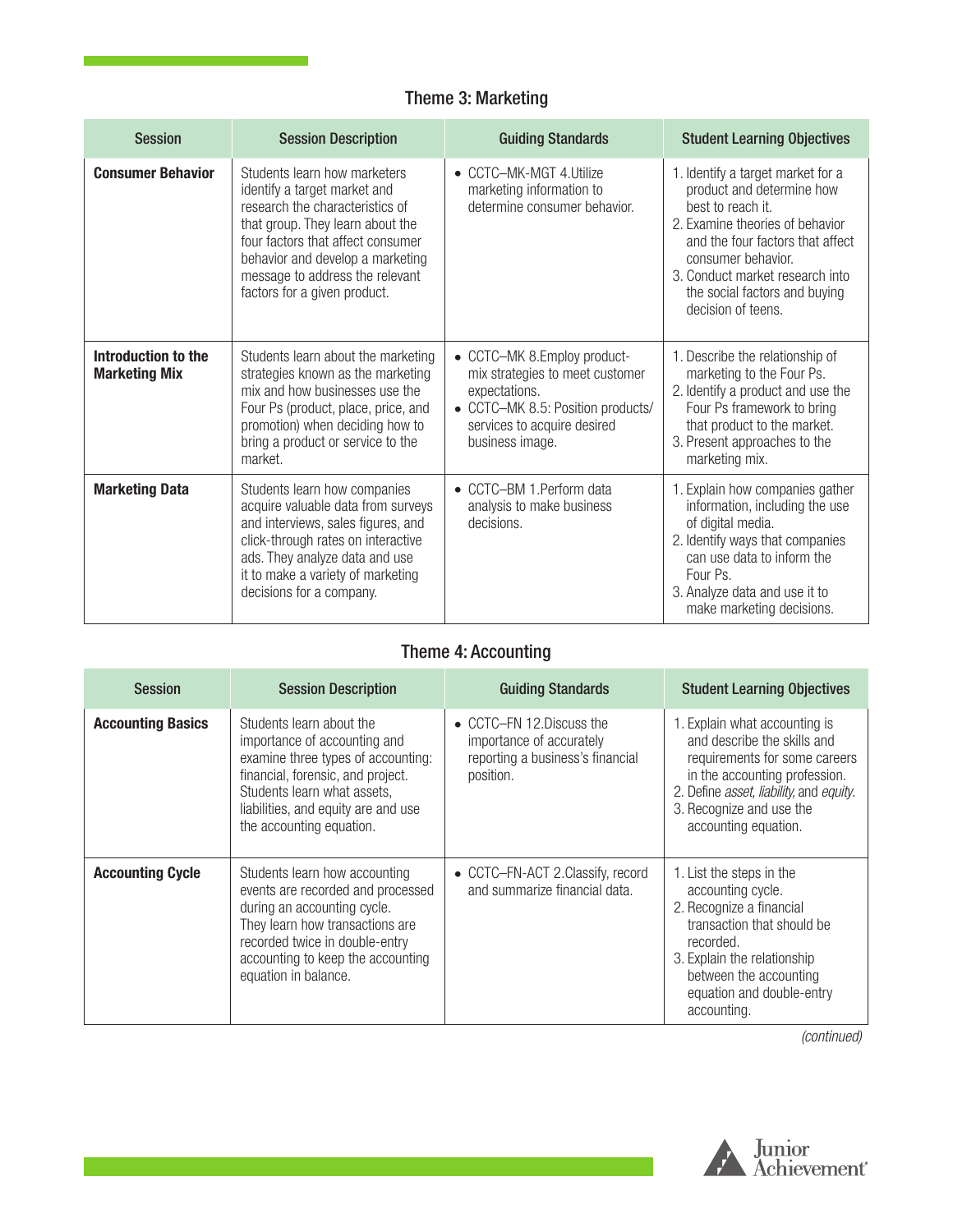## Theme 3: Marketing

| Session | Session Description | Guiding Standards | Student Learning Objectives |
|---|---|---|---|
| **Consumer Behavior** | Students learn how marketers identify a target market and research the characteristics of that group. They learn about the four factors that affect consumer behavior and develop a marketing message to address the relevant factors for a given product. | • CCTC–MK-MGT 4.Utilize marketing information to determine consumer behavior. | 1. Identify a target market for a product and determine how best to reach it. 2. Examine theories of behavior and the four factors that affect consumer behavior. 3. Conduct market research into the social factors and buying decision of teens. |
| **Introduction to the Marketing Mix** | Students learn about the marketing strategies known as the marketing mix and how businesses use the Four Ps (product, place, price, and promotion) when deciding how to bring a product or service to the market. | • CCTC–MK 8.Employ product-mix strategies to meet customer expectations. • CCTC–MK 8.5: Position products/ services to acquire desired business image. | 1. Describe the relationship of marketing to the Four Ps. 2. Identify a product and use the Four Ps framework to bring that product to the market. 3. Present approaches to the marketing mix. |
| **Marketing Data** | Students learn how companies acquire valuable data from surveys and interviews, sales figures, and click-through rates on interactive ads. They analyze data and use it to make a variety of marketing decisions for a company. | • CCTC–BM 1.Perform data analysis to make business decisions. | 1. Explain how companies gather information, including the use of digital media. 2. Identify ways that companies can use data to inform the Four Ps. 3. Analyze data and use it to make marketing decisions. |

## Theme 4: Accounting

| Session | Session Description | Guiding Standards | Student Learning Objectives |
|---|---|---|---|
| **Accounting Basics** | Students learn about the importance of accounting and examine three types of accounting: financial, forensic, and project. Students learn what assets, liabilities, and equity are and use the accounting equation. | • CCTC–FN 12.Discuss the importance of accurately reporting a business's financial position. | 1. Explain what accounting is and describe the skills and requirements for some careers in the accounting profession. 2. Define *asset, liability,* and *equity*. 3. Recognize and use the accounting equation. |
| **Accounting Cycle** | Students learn how accounting events are recorded and processed during an accounting cycle. They learn how transactions are recorded twice in double-entry accounting to keep the accounting equation in balance. | • CCTC–FN-ACT 2.Classify, record and summarize financial data. | 1. List the steps in the accounting cycle. 2. Recognize a financial transaction that should be recorded. 3. Explain the relationship between the accounting equation and double-entry accounting. |

*(continued)*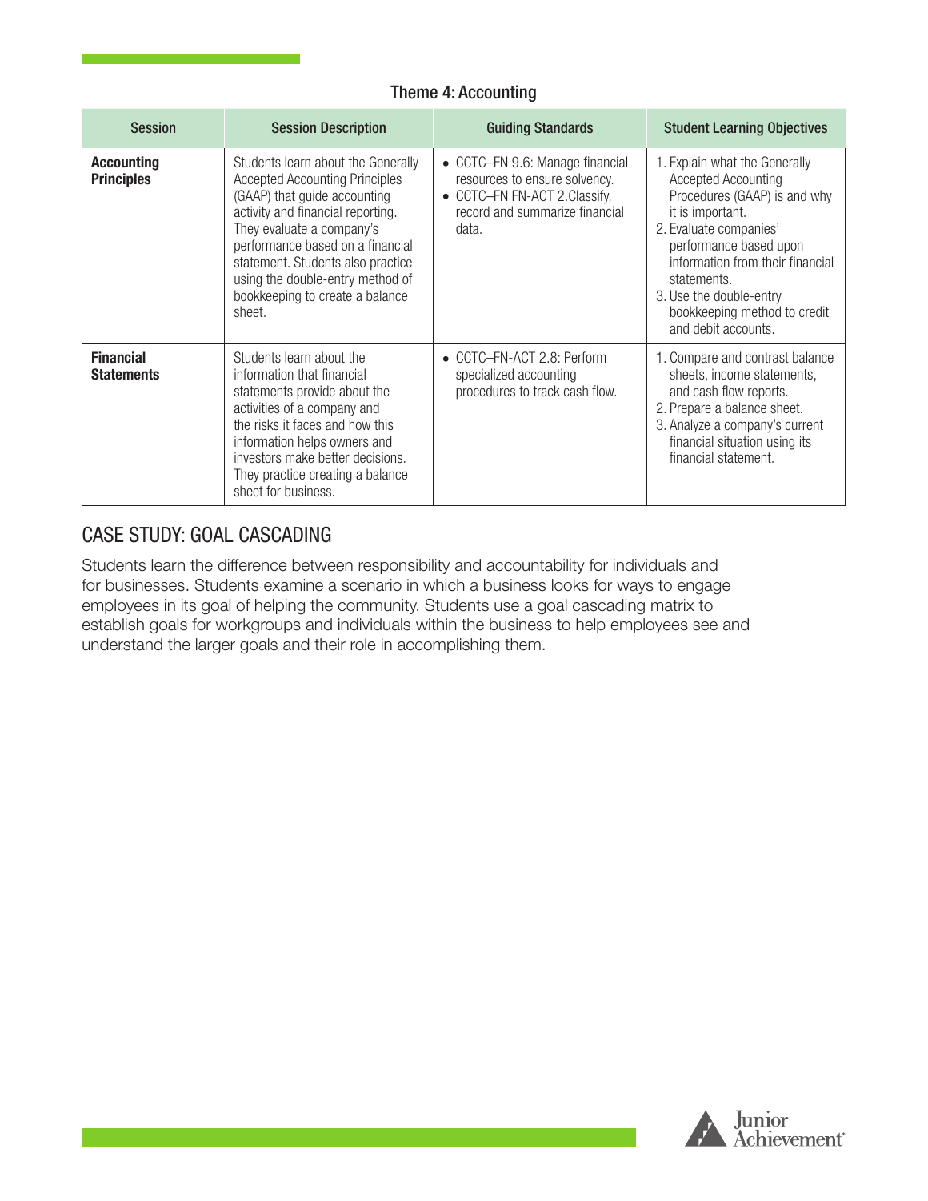### Theme 4: Accounting

| Session | Session Description | Guiding Standards | Student Learning Objectives |
|---|---|---|---|
| **Accounting Principles** | Students learn about the Generally Accepted Accounting Principles (GAAP) that guide accounting activity and financial reporting. They evaluate a company's performance based on a financial statement. Students also practice using the double-entry method of bookkeeping to create a balance sheet. | • CCTC–FN 9.6: Manage financial resources to ensure solvency.<br>• CCTC–FN FN-ACT 2.Classify, record and summarize financial data. | 1. Explain what the Generally Accepted Accounting Procedures (GAAP) is and why it is important.<br>2. Evaluate companies' performance based upon information from their financial statements.<br>3. Use the double-entry bookkeeping method to credit and debit accounts. |
| **Financial Statements** | Students learn about the information that financial statements provide about the activities of a company and the risks it faces and how this information helps owners and investors make better decisions. They practice creating a balance sheet for business. | • CCTC–FN-ACT 2.8: Perform specialized accounting procedures to track cash flow. | 1. Compare and contrast balance sheets, income statements, and cash flow reports.<br>2. Prepare a balance sheet.<br>3. Analyze a company's current financial situation using its financial statement. |

## CASE STUDY: GOAL CASCADING

Students learn the difference between responsibility and accountability for individuals and for businesses. Students examine a scenario in which a business looks for ways to engage employees in its goal of helping the community. Students use a goal cascading matrix to establish goals for workgroups and individuals within the business to help employees see and understand the larger goals and their role in accomplishing them.